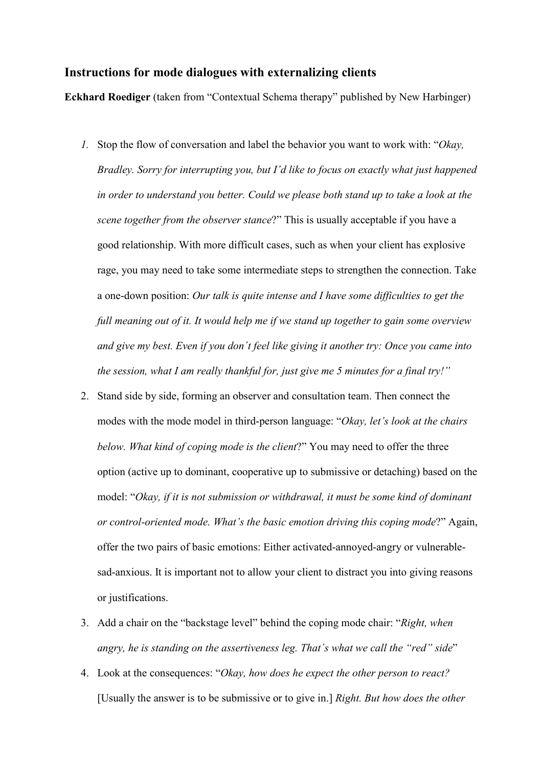## Instructions for mode dialogues with externalizing clients

**Eckhard Roediger** (taken from "Contextual Schema therapy" published by New Harbinger)

1. Stop the flow of conversation and label the behavior you want to work with: "*Okay, Bradley. Sorry for interrupting you, but I'd like to focus on exactly what just happened in order to understand you better. Could we please both stand up to take a look at the scene together from the observer stance*?" This is usually acceptable if you have a good relationship. With more difficult cases, such as when your client has explosive rage, you may need to take some intermediate steps to strengthen the connection. Take a one-down position: *Our talk is quite intense and I have some difficulties to get the full meaning out of it. It would help me if we stand up together to gain some overview and give my best. Even if you don´t feel like giving it another try: Once you came into the session, what I am really thankful for, just give me 5 minutes for a final try!"*
2. Stand side by side, forming an observer and consultation team. Then connect the modes with the mode model in third-person language: "*Okay, let's look at the chairs below. What kind of coping mode is the client*?" You may need to offer the three option (active up to dominant, cooperative up to submissive or detaching) based on the model: "*Okay, if it is not submission or withdrawal, it must be some kind of dominant or control-oriented mode. What's the basic emotion driving this coping mode*?" Again, offer the two pairs of basic emotions: Either activated-annoyed-angry or vulnerable-sad-anxious. It is important not to allow your client to distract you into giving reasons or justifications.
3. Add a chair on the "backstage level" behind the coping mode chair: "*Right, when angry, he is standing on the assertiveness leg. That´s what we call the "red" side*"
4. Look at the consequences: "*Okay, how does he expect the other person to react?* [Usually the answer is to be submissive or to give in.] *Right. But how does the other*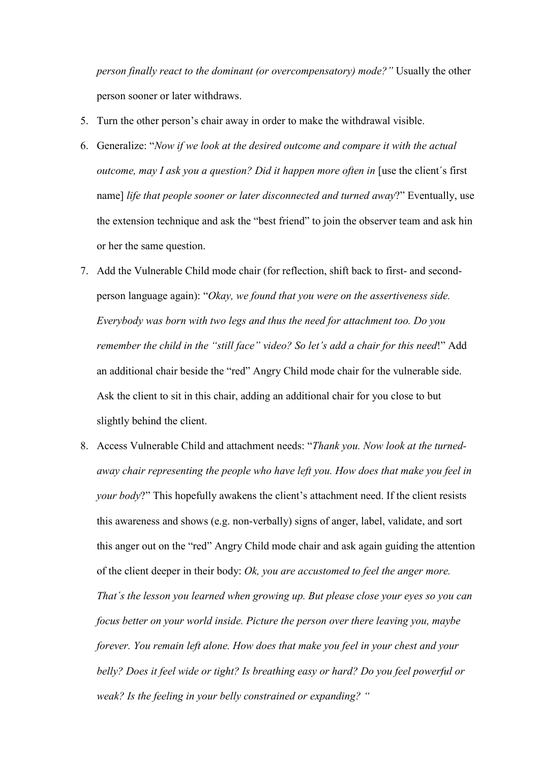*person finally react to the dominant (or overcompensatory) mode?"* Usually the other person sooner or later withdraws.

5. Turn the other person's chair away in order to make the withdrawal visible.
6. Generalize: "*Now if we look at the desired outcome and compare it with the actual outcome, may I ask you a question? Did it happen more often in* [use the client´s first name] *life that people sooner or later disconnected and turned away*?" Eventually, use the extension technique and ask the "best friend" to join the observer team and ask hin or her the same question.
7. Add the Vulnerable Child mode chair (for reflection, shift back to first- and second-person language again): "*Okay, we found that you were on the assertiveness side. Everybody was born with two legs and thus the need for attachment too. Do you remember the child in the "still face" video? So let's add a chair for this need*!" Add an additional chair beside the "red" Angry Child mode chair for the vulnerable side. Ask the client to sit in this chair, adding an additional chair for you close to but slightly behind the client.
8. Access Vulnerable Child and attachment needs: "*Thank you. Now look at the turned-away chair representing the people who have left you. How does that make you feel in your body*?" This hopefully awakens the client's attachment need. If the client resists this awareness and shows (e.g. non-verbally) signs of anger, label, validate, and sort this anger out on the "red" Angry Child mode chair and ask again guiding the attention of the client deeper in their body: *Ok, you are accustomed to feel the anger more. That´s the lesson you learned when growing up. But please close your eyes so you can focus better on your world inside. Picture the person over there leaving you, maybe forever. You remain left alone. How does that make you feel in your chest and your belly? Does it feel wide or tight? Is breathing easy or hard? Do you feel powerful or weak? Is the feeling in your belly constrained or expanding? "*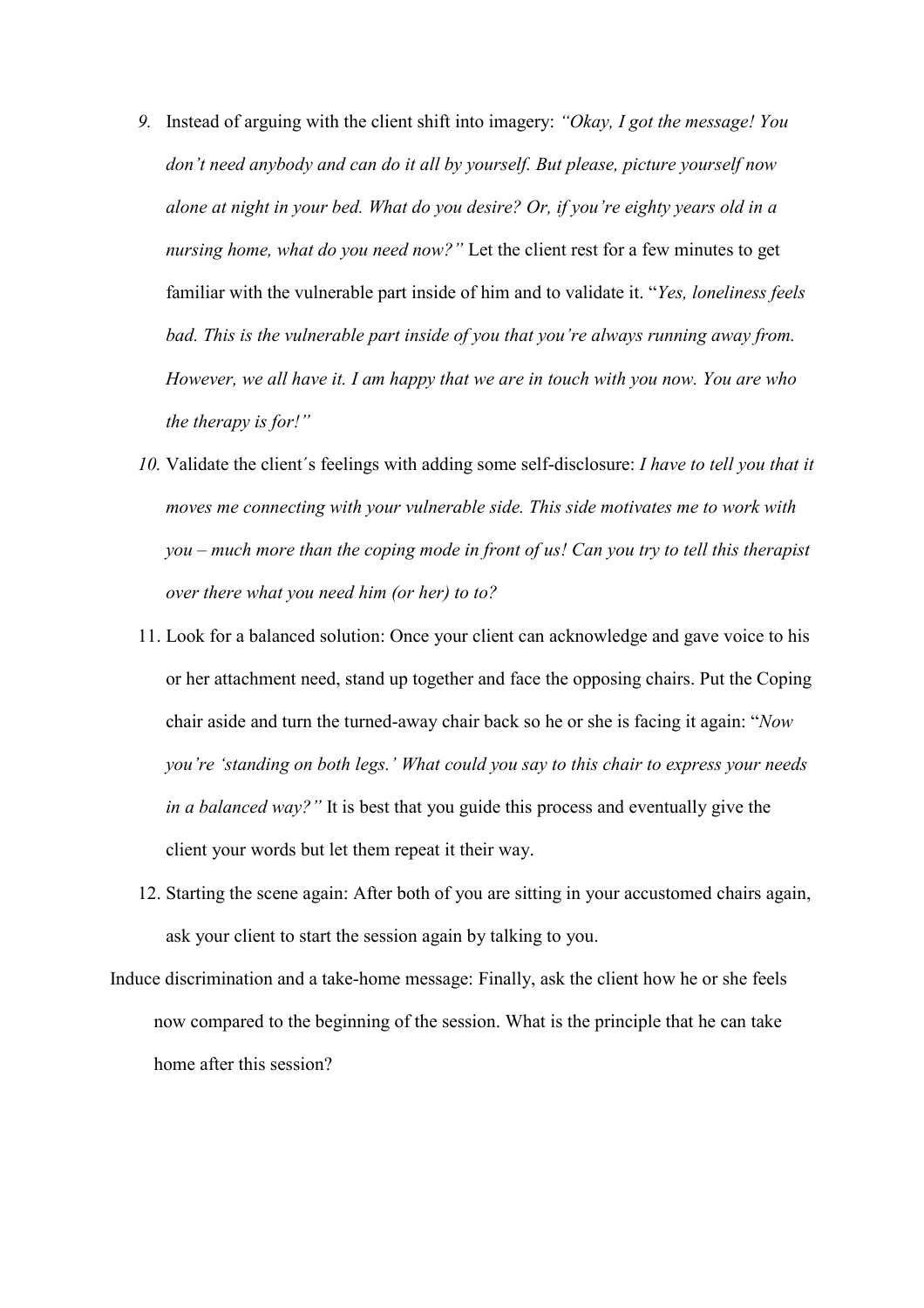9. Instead of arguing with the client shift into imagery: *"Okay, I got the message! You don't need anybody and can do it all by yourself. But please, picture yourself now alone at night in your bed. What do you desire? Or, if you're eighty years old in a nursing home, what do you need now?"* Let the client rest for a few minutes to get familiar with the vulnerable part inside of him and to validate it. "*Yes, loneliness feels bad. This is the vulnerable part inside of you that you're always running away from. However, we all have it. I am happy that we are in touch with you now. You are who the therapy is for!"*
10. Validate the client´s feelings with adding some self-disclosure: *I have to tell you that it moves me connecting with your vulnerable side. This side motivates me to work with you – much more than the coping mode in front of us! Can you try to tell this therapist over there what you need him (or her) to to?*
11. Look for a balanced solution: Once your client can acknowledge and gave voice to his or her attachment need, stand up together and face the opposing chairs. Put the Coping chair aside and turn the turned-away chair back so he or she is facing it again: "*Now you're 'standing on both legs.' What could you say to this chair to express your needs in a balanced way?"* It is best that you guide this process and eventually give the client your words but let them repeat it their way.
12. Starting the scene again: After both of you are sitting in your accustomed chairs again, ask your client to start the session again by talking to you.

Induce discrimination and a take-home message: Finally, ask the client how he or she feels now compared to the beginning of the session. What is the principle that he can take home after this session?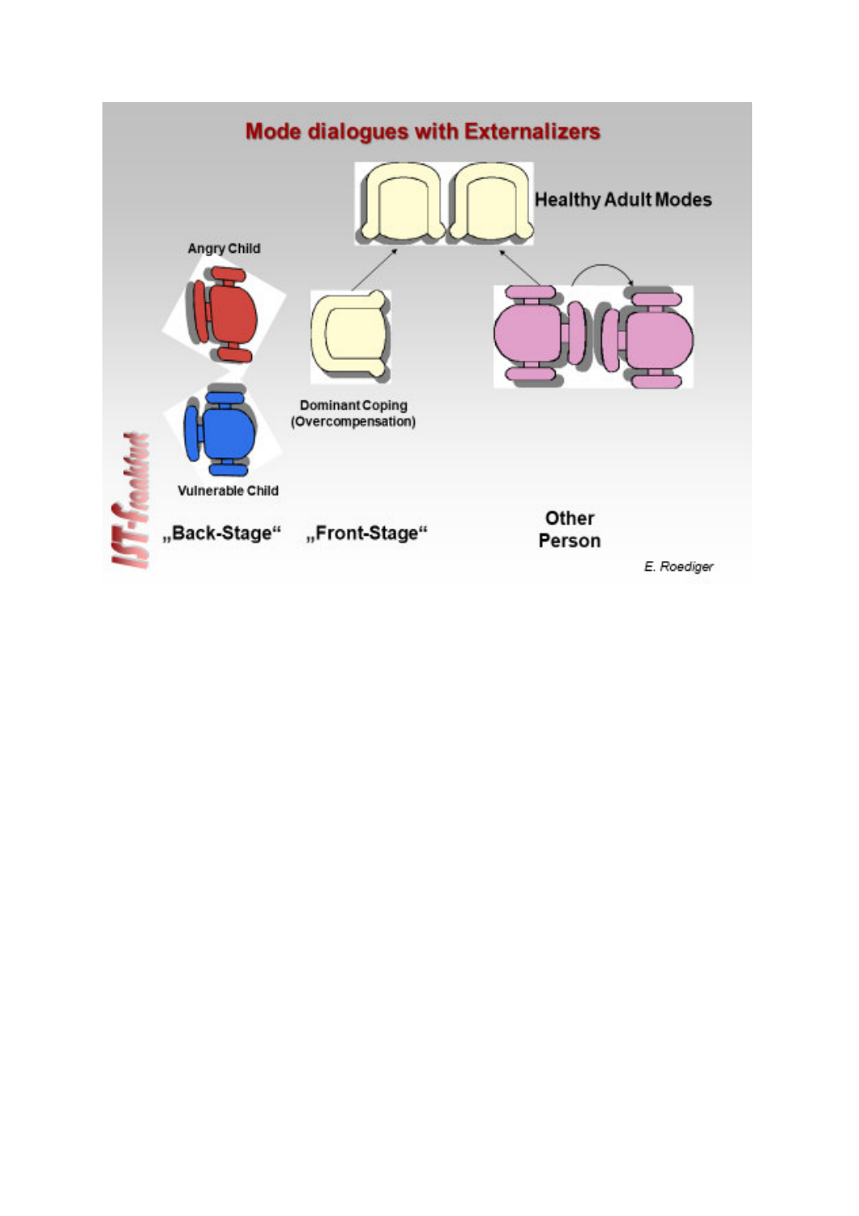## Mode dialogues with Externalizers

Healthy Adult Modes

Angry Child

Dominant Coping (Overcompensation)

Vulnerable Child

„Back-Stage“

„Front-Stage“

Other Person

*E. Roediger*

IST-frankfurt